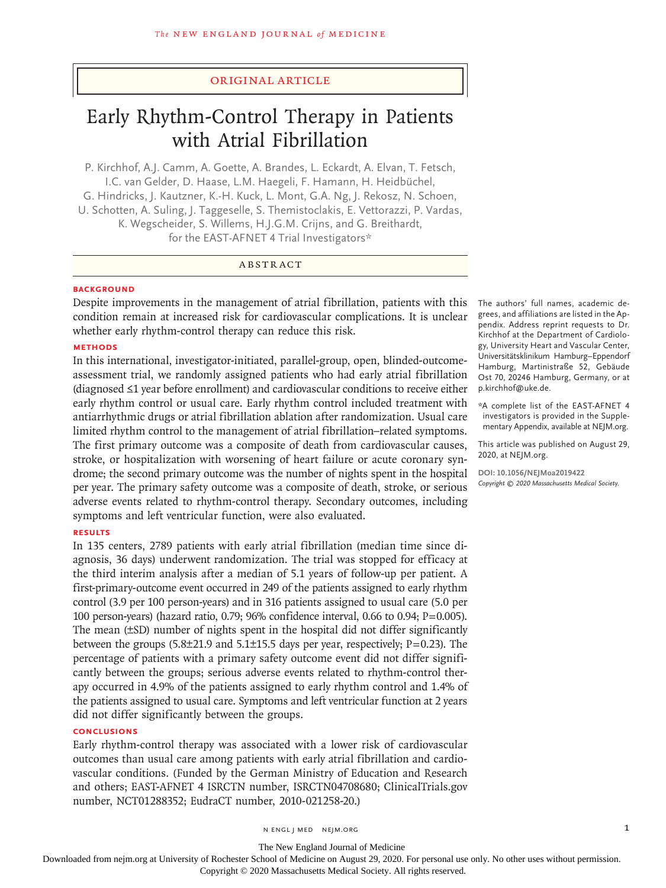ORIGINAL ARTICLE

# Early Rhythm-Control Therapy in Patients with Atrial Fibrillation

P. Kirchhof, A.J. Camm, A. Goette, A. Brandes, L. Eckardt, A. Elvan, T. Fetsch, I.C. van Gelder, D. Haase, L.M. Haegeli, F. Hamann, H. Heidbüchel, G. Hindricks, J. Kautzner, K.-H. Kuck, L. Mont, G.A. Ng, J. Rekosz, N. Schoen, U. Schotten, A. Suling, J. Taggeselle, S. Themistoclakis, E. Vettorazzi, P. Vardas, K. Wegscheider, S. Willems, H.J.G.M. Crijns, and G. Breithardt, for the EAST-AFNET 4 Trial Investigators*

## ABSTRACT

### BACKGROUND

Despite improvements in the management of atrial fibrillation, patients with this condition remain at increased risk for cardiovascular complications. It is unclear whether early rhythm-control therapy can reduce this risk.

### METHODS

In this international, investigator-initiated, parallel-group, open, blinded-outcome-assessment trial, we randomly assigned patients who had early atrial fibrillation (diagnosed ≤1 year before enrollment) and cardiovascular conditions to receive either early rhythm control or usual care. Early rhythm control included treatment with antiarrhythmic drugs or atrial fibrillation ablation after randomization. Usual care limited rhythm control to the management of atrial fibrillation–related symptoms. The first primary outcome was a composite of death from cardiovascular causes, stroke, or hospitalization with worsening of heart failure or acute coronary syndrome; the second primary outcome was the number of nights spent in the hospital per year. The primary safety outcome was a composite of death, stroke, or serious adverse events related to rhythm-control therapy. Secondary outcomes, including symptoms and left ventricular function, were also evaluated.

### RESULTS

In 135 centers, 2789 patients with early atrial fibrillation (median time since diagnosis, 36 days) underwent randomization. The trial was stopped for efficacy at the third interim analysis after a median of 5.1 years of follow-up per patient. A first-primary-outcome event occurred in 249 of the patients assigned to early rhythm control (3.9 per 100 person-years) and in 316 patients assigned to usual care (5.0 per 100 person-years) (hazard ratio, 0.79; 96% confidence interval, 0.66 to 0.94; P=0.005). The mean (±SD) number of nights spent in the hospital did not differ significantly between the groups (5.8±21.9 and 5.1±15.5 days per year, respectively; P=0.23). The percentage of patients with a primary safety outcome event did not differ significantly between the groups; serious adverse events related to rhythm-control therapy occurred in 4.9% of the patients assigned to early rhythm control and 1.4% of the patients assigned to usual care. Symptoms and left ventricular function at 2 years did not differ significantly between the groups.

### CONCLUSIONS

Early rhythm-control therapy was associated with a lower risk of cardiovascular outcomes than usual care among patients with early atrial fibrillation and cardiovascular conditions. (Funded by the German Ministry of Education and Research and others; EAST-AFNET 4 ISRCTN number, ISRCTN04708680; ClinicalTrials.gov number, NCT01288352; EudraCT number, 2010-021258-20.)

The authors' full names, academic degrees, and affiliations are listed in the Appendix. Address reprint requests to Dr. Kirchhof at the Department of Cardiology, University Heart and Vascular Center, Universitätsklinikum Hamburg–Eppendorf Hamburg, Martinistraße 52, Gebäude Ost 70, 20246 Hamburg, Germany, or at p.kirchhof@uke.de.

*A complete list of the EAST-AFNET 4 investigators is provided in the Supplementary Appendix, available at NEJM.org.

This article was published on August 29, 2020, at NEJM.org.

DOI: 10.1056/NEJMoa2019422
Copyright © 2020 Massachusetts Medical Society.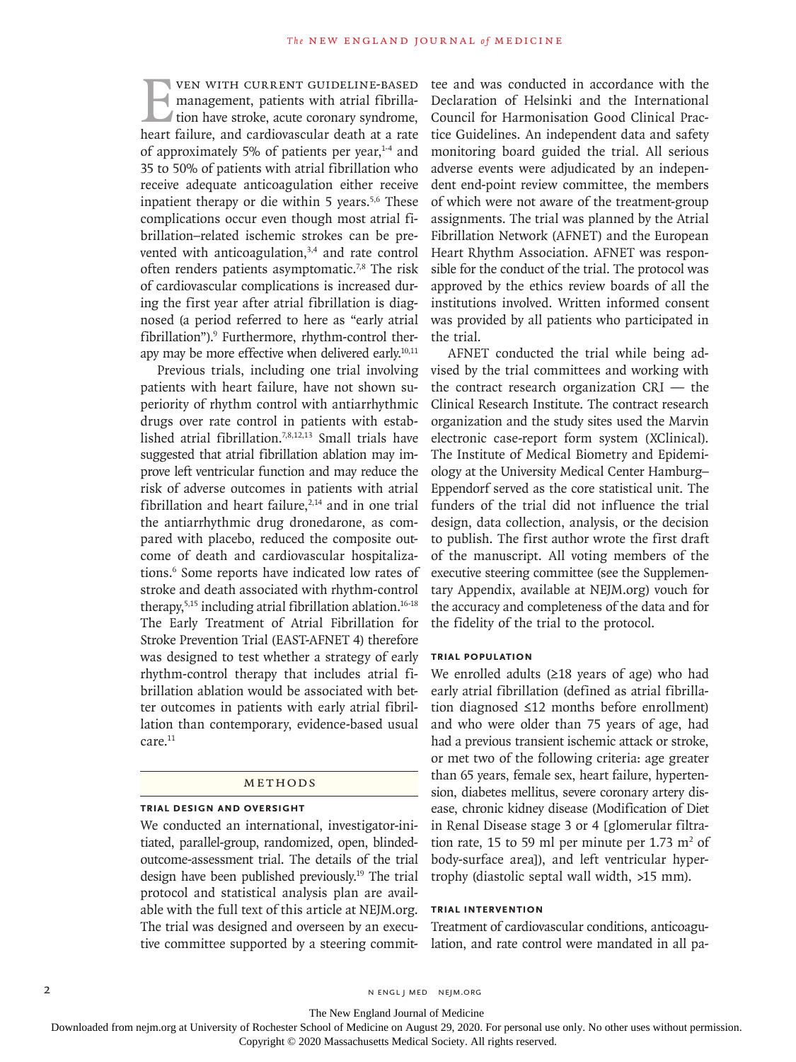Even with current guideline-based management, patients with atrial fibrillation have stroke, acute coronary syndrome, heart failure, and cardiovascular death at a rate of approximately 5% of patients per year,[1-4] and 35 to 50% of patients with atrial fibrillation who receive adequate anticoagulation either receive inpatient therapy or die within 5 years.[5,6] These complications occur even though most atrial fibrillation–related ischemic strokes can be prevented with anticoagulation,[3,4] and rate control often renders patients asymptomatic.[7,8] The risk of cardiovascular complications is increased during the first year after atrial fibrillation is diagnosed (a period referred to here as "early atrial fibrillation").[9] Furthermore, rhythm-control therapy may be more effective when delivered early.[10,11]

Previous trials, including one trial involving patients with heart failure, have not shown superiority of rhythm control with antiarrhythmic drugs over rate control in patients with established atrial fibrillation.[7,8,12,13] Small trials have suggested that atrial fibrillation ablation may improve left ventricular function and may reduce the risk of adverse outcomes in patients with atrial fibrillation and heart failure,[2,14] and in one trial the antiarrhythmic drug dronedarone, as compared with placebo, reduced the composite outcome of death and cardiovascular hospitalizations.[6] Some reports have indicated low rates of stroke and death associated with rhythm-control therapy,[5,15] including atrial fibrillation ablation.[16-18] The Early Treatment of Atrial Fibrillation for Stroke Prevention Trial (EAST-AFNET 4) therefore was designed to test whether a strategy of early rhythm-control therapy that includes atrial fibrillation ablation would be associated with better outcomes in patients with early atrial fibrillation than contemporary, evidence-based usual care.[11]

## Methods

### Trial Design and Oversight

We conducted an international, investigator-initiated, parallel-group, randomized, open, blinded-outcome-assessment trial. The details of the trial design have been published previously.[19] The trial protocol and statistical analysis plan are available with the full text of this article at NEJM.org. The trial was designed and overseen by an executive committee supported by a steering committee and was conducted in accordance with the Declaration of Helsinki and the International Council for Harmonisation Good Clinical Practice Guidelines. An independent data and safety monitoring board guided the trial. All serious adverse events were adjudicated by an independent end-point review committee, the members of which were not aware of the treatment-group assignments. The trial was planned by the Atrial Fibrillation Network (AFNET) and the European Heart Rhythm Association. AFNET was responsible for the conduct of the trial. The protocol was approved by the ethics review boards of all the institutions involved. Written informed consent was provided by all patients who participated in the trial.

AFNET conducted the trial while being advised by the trial committees and working with the contract research organization CRI — the Clinical Research Institute. The contract research organization and the study sites used the Marvin electronic case-report form system (XClinical). The Institute of Medical Biometry and Epidemiology at the University Medical Center Hamburg–Eppendorf served as the core statistical unit. The funders of the trial did not influence the trial design, data collection, analysis, or the decision to publish. The first author wrote the first draft of the manuscript. All voting members of the executive steering committee (see the Supplementary Appendix, available at NEJM.org) vouch for the accuracy and completeness of the data and for the fidelity of the trial to the protocol.

### Trial Population

We enrolled adults (≥18 years of age) who had early atrial fibrillation (defined as atrial fibrillation diagnosed ≤12 months before enrollment) and who were older than 75 years of age, had had a previous transient ischemic attack or stroke, or met two of the following criteria: age greater than 65 years, female sex, heart failure, hypertension, diabetes mellitus, severe coronary artery disease, chronic kidney disease (Modification of Diet in Renal Disease stage 3 or 4 [glomerular filtration rate, 15 to 59 ml per minute per 1.73 $m^2$ of body-surface area]), and left ventricular hypertrophy (diastolic septal wall width, >15 mm).

### Trial Intervention

Treatment of cardiovascular conditions, anticoagulation, and rate control were mandated in all pa-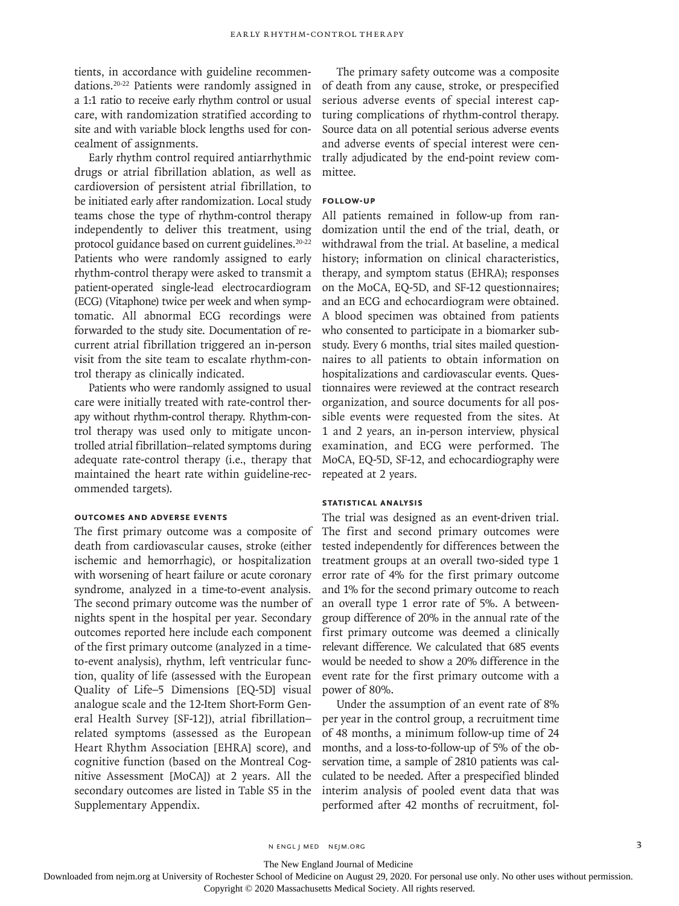tients, in accordance with guideline recommendations.[20-22] Patients were randomly assigned in a 1:1 ratio to receive early rhythm control or usual care, with randomization stratified according to site and with variable block lengths used for concealment of assignments.

Early rhythm control required antiarrhythmic drugs or atrial fibrillation ablation, as well as cardioversion of persistent atrial fibrillation, to be initiated early after randomization. Local study teams chose the type of rhythm-control therapy independently to deliver this treatment, using protocol guidance based on current guidelines.[20-22] Patients who were randomly assigned to early rhythm-control therapy were asked to transmit a patient-operated single-lead electrocardiogram (ECG) (Vitaphone) twice per week and when symptomatic. All abnormal ECG recordings were forwarded to the study site. Documentation of recurrent atrial fibrillation triggered an in-person visit from the site team to escalate rhythm-control therapy as clinically indicated.

Patients who were randomly assigned to usual care were initially treated with rate-control therapy without rhythm-control therapy. Rhythm-control therapy was used only to mitigate uncontrolled atrial fibrillation–related symptoms during adequate rate-control therapy (i.e., therapy that maintained the heart rate within guideline-recommended targets).

### Outcomes and Adverse Events

The first primary outcome was a composite of death from cardiovascular causes, stroke (either ischemic and hemorrhagic), or hospitalization with worsening of heart failure or acute coronary syndrome, analyzed in a time-to-event analysis. The second primary outcome was the number of nights spent in the hospital per year. Secondary outcomes reported here include each component of the first primary outcome (analyzed in a time-to-event analysis), rhythm, left ventricular function, quality of life (assessed with the European Quality of Life–5 Dimensions [EQ-5D] visual analogue scale and the 12-Item Short-Form General Health Survey [SF-12]), atrial fibrillation–related symptoms (assessed as the European Heart Rhythm Association [EHRA] score), and cognitive function (based on the Montreal Cognitive Assessment [MoCA]) at 2 years. All the secondary outcomes are listed in Table S5 in the Supplementary Appendix.

The primary safety outcome was a composite of death from any cause, stroke, or prespecified serious adverse events of special interest capturing complications of rhythm-control therapy. Source data on all potential serious adverse events and adverse events of special interest were centrally adjudicated by the end-point review committee.

### Follow-up

All patients remained in follow-up from randomization until the end of the trial, death, or withdrawal from the trial. At baseline, a medical history; information on clinical characteristics, therapy, and symptom status (EHRA); responses on the MoCA, EQ-5D, and SF-12 questionnaires; and an ECG and echocardiogram were obtained. A blood specimen was obtained from patients who consented to participate in a biomarker substudy. Every 6 months, trial sites mailed questionnaires to all patients to obtain information on hospitalizations and cardiovascular events. Questionnaires were reviewed at the contract research organization, and source documents for all possible events were requested from the sites. At 1 and 2 years, an in-person interview, physical examination, and ECG were performed. The MoCA, EQ-5D, SF-12, and echocardiography were repeated at 2 years.

### Statistical Analysis

The trial was designed as an event-driven trial. The first and second primary outcomes were tested independently for differences between the treatment groups at an overall two-sided type 1 error rate of 4% for the first primary outcome and 1% for the second primary outcome to reach an overall type 1 error rate of 5%. A between-group difference of 20% in the annual rate of the first primary outcome was deemed a clinically relevant difference. We calculated that 685 events would be needed to show a 20% difference in the event rate for the first primary outcome with a power of 80%.

Under the assumption of an event rate of 8% per year in the control group, a recruitment time of 48 months, a minimum follow-up time of 24 months, and a loss-to-follow-up of 5% of the observation time, a sample of 2810 patients was calculated to be needed. After a prespecified blinded interim analysis of pooled event data that was performed after 42 months of recruitment, fol-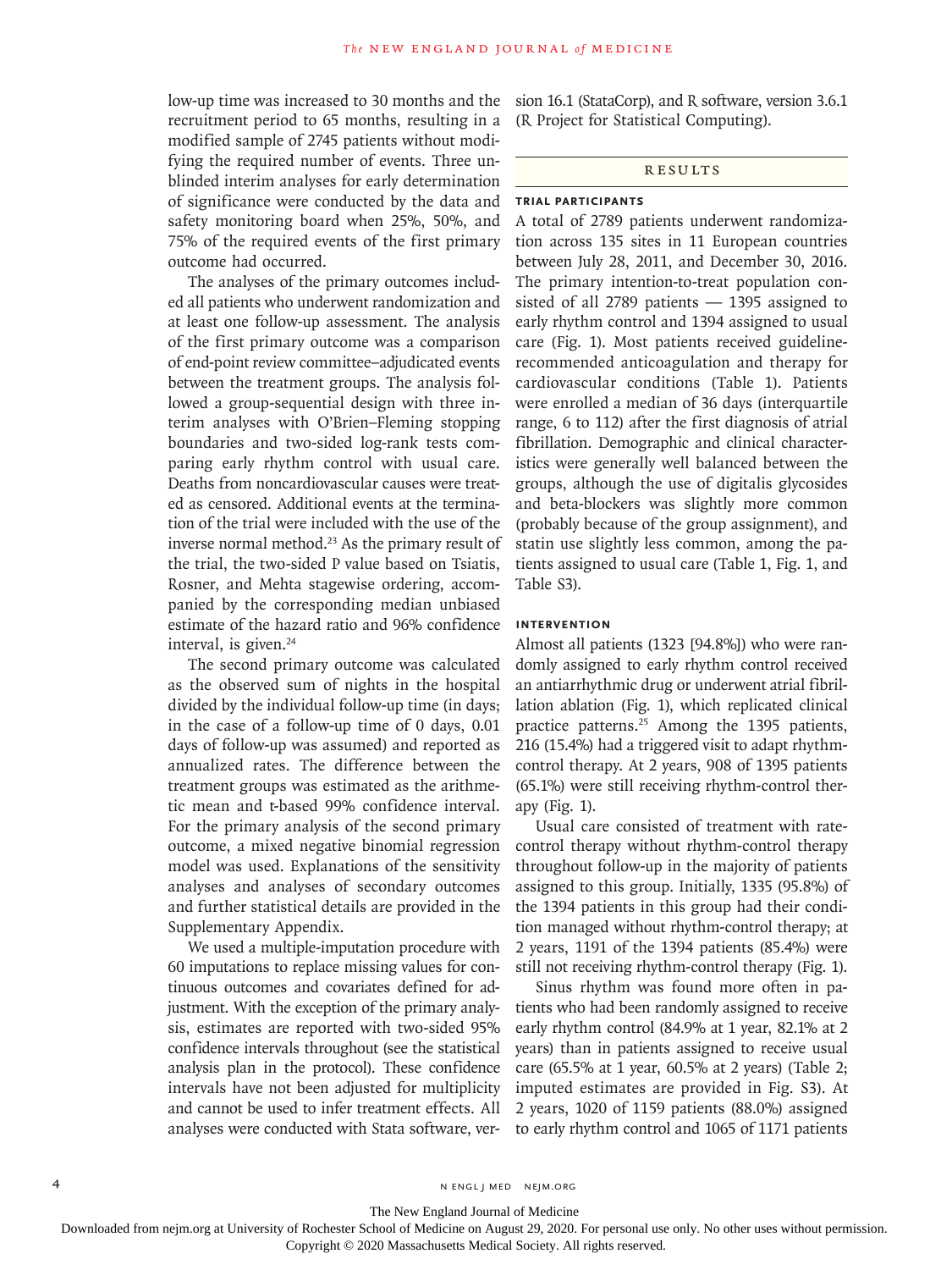low-up time was increased to 30 months and the recruitment period to 65 months, resulting in a modified sample of 2745 patients without modifying the required number of events. Three unblinded interim analyses for early determination of significance were conducted by the data and safety monitoring board when 25%, 50%, and 75% of the required events of the first primary outcome had occurred.

The analyses of the primary outcomes included all patients who underwent randomization and at least one follow-up assessment. The analysis of the first primary outcome was a comparison of end-point review committee–adjudicated events between the treatment groups. The analysis followed a group-sequential design with three interim analyses with O'Brien–Fleming stopping boundaries and two-sided log-rank tests comparing early rhythm control with usual care. Deaths from noncardiovascular causes were treated as censored. Additional events at the termination of the trial were included with the use of the inverse normal method.[23] As the primary result of the trial, the two-sided P value based on Tsiatis, Rosner, and Mehta stagewise ordering, accompanied by the corresponding median unbiased estimate of the hazard ratio and 96% confidence interval, is given.[24]

The second primary outcome was calculated as the observed sum of nights in the hospital divided by the individual follow-up time (in days; in the case of a follow-up time of 0 days, 0.01 days of follow-up was assumed) and reported as annualized rates. The difference between the treatment groups was estimated as the arithmetic mean and t-based 99% confidence interval. For the primary analysis of the second primary outcome, a mixed negative binomial regression model was used. Explanations of the sensitivity analyses and analyses of secondary outcomes and further statistical details are provided in the Supplementary Appendix.

We used a multiple-imputation procedure with 60 imputations to replace missing values for continuous outcomes and covariates defined for adjustment. With the exception of the primary analysis, estimates are reported with two-sided 95% confidence intervals throughout (see the statistical analysis plan in the protocol). These confidence intervals have not been adjusted for multiplicity and cannot be used to infer treatment effects. All analyses were conducted with Stata software, version 16.1 (StataCorp), and R software, version 3.6.1 (R Project for Statistical Computing).

## RESULTS

### TRIAL PARTICIPANTS

A total of 2789 patients underwent randomization across 135 sites in 11 European countries between July 28, 2011, and December 30, 2016. The primary intention-to-treat population consisted of all 2789 patients — 1395 assigned to early rhythm control and 1394 assigned to usual care (Fig. 1). Most patients received guideline-recommended anticoagulation and therapy for cardiovascular conditions (Table 1). Patients were enrolled a median of 36 days (interquartile range, 6 to 112) after the first diagnosis of atrial fibrillation. Demographic and clinical characteristics were generally well balanced between the groups, although the use of digitalis glycosides and beta-blockers was slightly more common (probably because of the group assignment), and statin use slightly less common, among the patients assigned to usual care (Table 1, Fig. 1, and Table S3).

### INTERVENTION

Almost all patients (1323 [94.8%]) who were randomly assigned to early rhythm control received an antiarrhythmic drug or underwent atrial fibrillation ablation (Fig. 1), which replicated clinical practice patterns.[25] Among the 1395 patients, 216 (15.4%) had a triggered visit to adapt rhythm-control therapy. At 2 years, 908 of 1395 patients (65.1%) were still receiving rhythm-control therapy (Fig. 1).

Usual care consisted of treatment with rate-control therapy without rhythm-control therapy throughout follow-up in the majority of patients assigned to this group. Initially, 1335 (95.8%) of the 1394 patients in this group had their condition managed without rhythm-control therapy; at 2 years, 1191 of the 1394 patients (85.4%) were still not receiving rhythm-control therapy (Fig. 1).

Sinus rhythm was found more often in patients who had been randomly assigned to receive early rhythm control (84.9% at 1 year, 82.1% at 2 years) than in patients assigned to receive usual care (65.5% at 1 year, 60.5% at 2 years) (Table 2; imputed estimates are provided in Fig. S3). At 2 years, 1020 of 1159 patients (88.0%) assigned to early rhythm control and 1065 of 1171 patients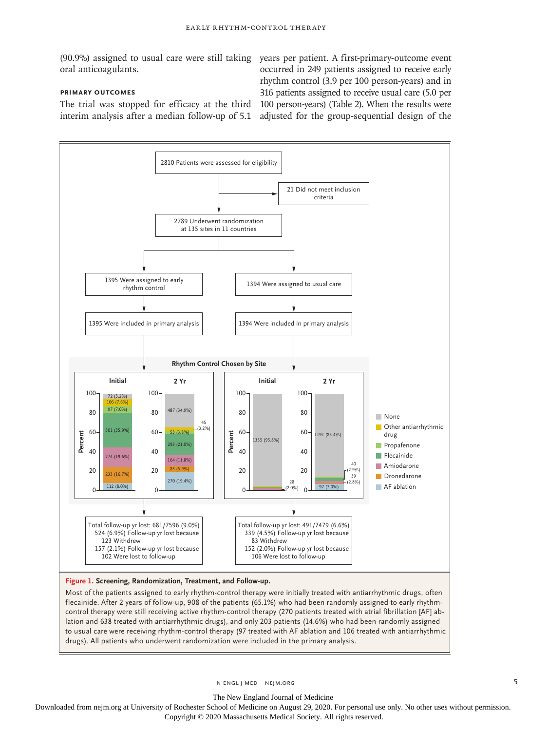(90.9%) assigned to usual care were still taking oral anticoagulants.

### PRIMARY OUTCOMES

The trial was stopped for efficacy at the third interim analysis after a median follow-up of 5.1 years per patient. A first-primary-outcome event occurred in 249 patients assigned to receive early rhythm control (3.9 per 100 person-years) and in 316 patients assigned to receive usual care (5.0 per 100 person-years) (Table 2). When the results were adjusted for the group-sequential design of the

2810 Patients were assessed for eligibility

21 Did not meet inclusion criteria

2789 Underwent randomization at 135 sites in 11 countries

| 1395 Were assigned to early rhythm control | 1394 Were assigned to usual care |
|---|---|
| 1395 Were included in primary analysis | 1394 Were included in primary analysis |

**Rhythm Control Chosen by Site**

| Treatment | Early rhythm control, Initial | Early rhythm control, 2 Yr | Usual care, Initial | Usual care, 2 Yr |
|---|---|---|---|---|
| None | 72 (5.2%) | 487 (34.9%) | 1335 (95.8%) | 1191 (85.4%) |
| Other antiarrhythmic drug | 106 (7.6%) | 45 (3.2%) | | |
| Propafenone | 97 (7.0%) | 53 (3.8%) | | |
| Flecainide | 501 (35.9%) | 293 (21.0%) | | 40 (2.9%) |
| Amiodarone | 274 (19.6%) | 164 (11.8%) | 28 (2.0%) | 39 (2.8%) |
| Dronedarone | 233 (16.7%) | 83 (5.9%) | | |
| AF ablation | 112 (8.0%) | 270 (19.4%) | | 97 (7.0%) |

| Early rhythm control | Usual care |
|---|---|
| Total follow-up yr lost: 681/7596 (9.0%) | Total follow-up yr lost: 491/7479 (6.6%) |
| 524 (6.9%) Follow-up yr lost because 123 Withdrew | 339 (4.5%) Follow-up yr lost because 83 Withdrew |
| 157 (2.1%) Follow-up yr lost because 102 Were lost to follow-up | 152 (2.0%) Follow-up yr lost because 106 Were lost to follow-up |

**Figure 1. Screening, Randomization, Treatment, and Follow-up.**

Most of the patients assigned to early rhythm-control therapy were initially treated with antiarrhythmic drugs, often flecainide. After 2 years of follow-up, 908 of the patients (65.1%) who had been randomly assigned to early rhythm-control therapy were still receiving active rhythm-control therapy (270 patients treated with atrial fibrillation [AF] ablation and 638 treated with antiarrhythmic drugs), and only 203 patients (14.6%) who had been randomly assigned to usual care were receiving rhythm-control therapy (97 treated with AF ablation and 106 treated with antiarrhythmic drugs). All patients who underwent randomization were included in the primary analysis.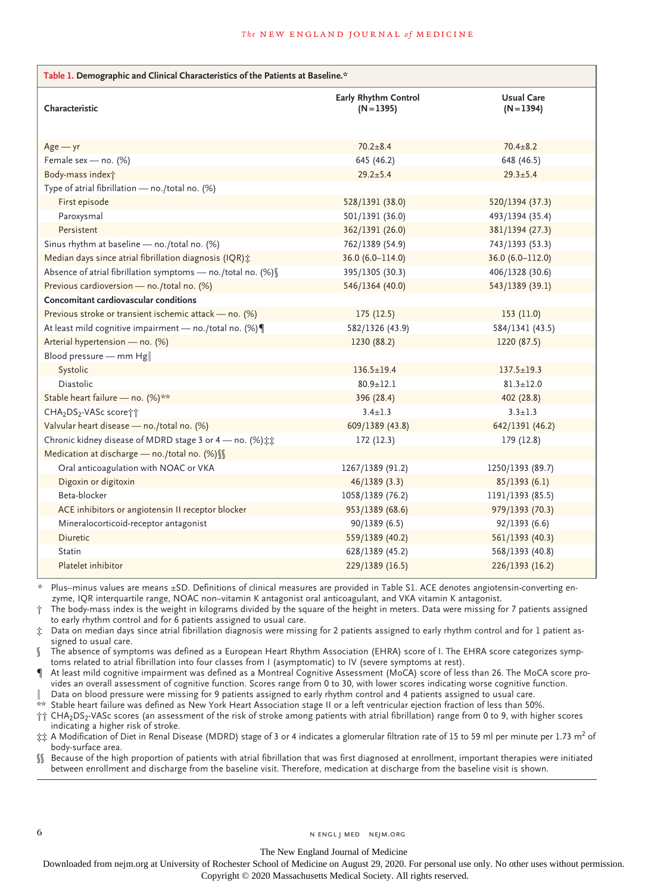**Table 1. Demographic and Clinical Characteristics of the Patients at Baseline.***

| Characteristic | Early Rhythm Control (N=1395) | Usual Care (N=1394) |
|---|---|---|
| Age — yr | 70.2±8.4 | 70.4±8.2 |
| Female sex — no. (%) | 645 (46.2) | 648 (46.5) |
| Body-mass index† | 29.2±5.4 | 29.3±5.4 |
| Type of atrial fibrillation — no./total no. (%) | | |
| First episode | 528/1391 (38.0) | 520/1394 (37.3) |
| Paroxysmal | 501/1391 (36.0) | 493/1394 (35.4) |
| Persistent | 362/1391 (26.0) | 381/1394 (27.3) |
| Sinus rhythm at baseline — no./total no. (%) | 762/1389 (54.9) | 743/1393 (53.3) |
| Median days since atrial fibrillation diagnosis (IQR)‡ | 36.0 (6.0–114.0) | 36.0 (6.0–112.0) |
| Absence of atrial fibrillation symptoms — no./total no. (%)§ | 395/1305 (30.3) | 406/1328 (30.6) |
| Previous cardioversion — no./total no. (%) | 546/1364 (40.0) | 543/1389 (39.1) |
| **Concomitant cardiovascular conditions** | | |
| Previous stroke or transient ischemic attack — no. (%) | 175 (12.5) | 153 (11.0) |
| At least mild cognitive impairment — no./total no. (%)¶ | 582/1326 (43.9) | 584/1341 (43.5) |
| Arterial hypertension — no. (%) | 1230 (88.2) | 1220 (87.5) |
| Blood pressure — mm Hg‖ | | |
| Systolic | 136.5±19.4 | 137.5±19.3 |
| Diastolic | 80.9±12.1 | 81.3±12.0 |
| Stable heart failure — no. (%)** | 396 (28.4) | 402 (28.8) |
| $CHA_2DS_2$-VASc score†† | 3.4±1.3 | 3.3±1.3 |
| Valvular heart disease — no./total no. (%) | 609/1389 (43.8) | 642/1391 (46.2) |
| Chronic kidney disease of MDRD stage 3 or 4 — no. (%)‡‡ | 172 (12.3) | 179 (12.8) |
| Medication at discharge — no./total no. (%)§§ | | |
| Oral anticoagulation with NOAC or VKA | 1267/1389 (91.2) | 1250/1393 (89.7) |
| Digoxin or digitoxin | 46/1389 (3.3) | 85/1393 (6.1) |
| Beta-blocker | 1058/1389 (76.2) | 1191/1393 (85.5) |
| ACE inhibitors or angiotensin II receptor blocker | 953/1389 (68.6) | 979/1393 (70.3) |
| Mineralocorticoid-receptor antagonist | 90/1389 (6.5) | 92/1393 (6.6) |
| Diuretic | 559/1389 (40.2) | 561/1393 (40.3) |
| Statin | 628/1389 (45.2) | 568/1393 (40.8) |
| Platelet inhibitor | 229/1389 (16.5) | 226/1393 (16.2) |

\* Plus–minus values are means ±SD. Definitions of clinical measures are provided in Table S1. ACE denotes angiotensin-converting enzyme, IQR interquartile range, NOAC non–vitamin K antagonist oral anticoagulant, and VKA vitamin K antagonist.

† The body-mass index is the weight in kilograms divided by the square of the height in meters. Data were missing for 7 patients assigned to early rhythm control and for 6 patients assigned to usual care.

‡ Data on median days since atrial fibrillation diagnosis were missing for 2 patients assigned to early rhythm control and for 1 patient assigned to usual care.

§ The absence of symptoms was defined as a European Heart Rhythm Association (EHRA) score of I. The EHRA score categorizes symptoms related to atrial fibrillation into four classes from I (asymptomatic) to IV (severe symptoms at rest).

¶ At least mild cognitive impairment was defined as a Montreal Cognitive Assessment (MoCA) score of less than 26. The MoCA score provides an overall assessment of cognitive function. Scores range from 0 to 30, with lower scores indicating worse cognitive function.

‖ Data on blood pressure were missing for 9 patients assigned to early rhythm control and 4 patients assigned to usual care.

** Stable heart failure was defined as New York Heart Association stage II or a left ventricular ejection fraction of less than 50%.

†† $CHA_2DS_2$-VASc scores (an assessment of the risk of stroke among patients with atrial fibrillation) range from 0 to 9, with higher scores indicating a higher risk of stroke.

‡‡ A Modification of Diet in Renal Disease (MDRD) stage of 3 or 4 indicates a glomerular filtration rate of 15 to 59 ml per minute per 1.73 $m^2$ of body-surface area.

§§ Because of the high proportion of patients with atrial fibrillation that was first diagnosed at enrollment, important therapies were initiated between enrollment and discharge from the baseline visit. Therefore, medication at discharge from the baseline visit is shown.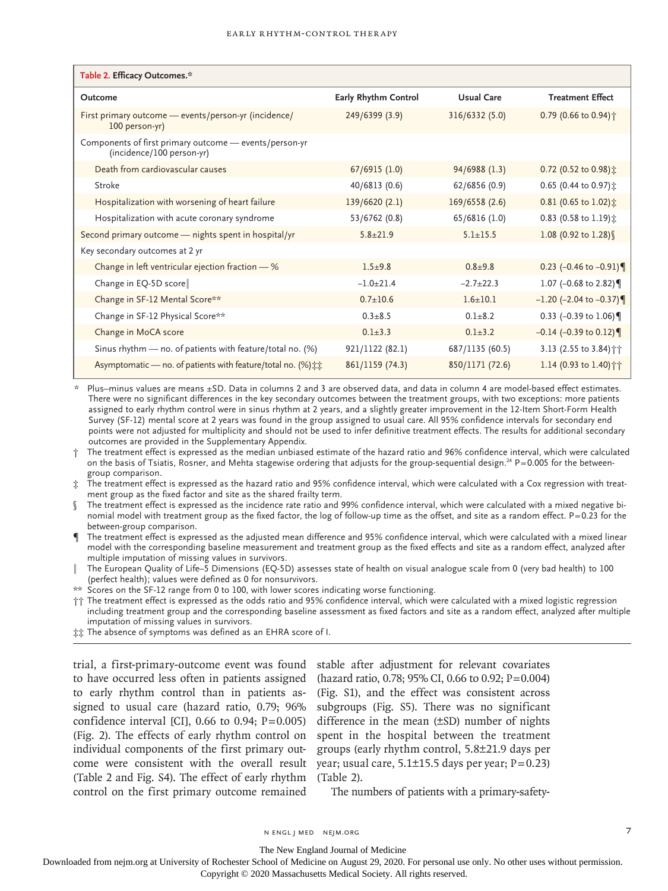**Table 2. Efficacy Outcomes.***

| Outcome | Early Rhythm Control | Usual Care | Treatment Effect |
|---|---|---|---|
| First primary outcome — events/person-yr (incidence/100 person-yr) | 249/6399 (3.9) | 316/6332 (5.0) | 0.79 (0.66 to 0.94)† |
| Components of first primary outcome — events/person-yr (incidence/100 person-yr) | | | |
| Death from cardiovascular causes | 67/6915 (1.0) | 94/6988 (1.3) | 0.72 (0.52 to 0.98)‡ |
| Stroke | 40/6813 (0.6) | 62/6856 (0.9) | 0.65 (0.44 to 0.97)‡ |
| Hospitalization with worsening of heart failure | 139/6620 (2.1) | 169/6558 (2.6) | 0.81 (0.65 to 1.02)‡ |
| Hospitalization with acute coronary syndrome | 53/6762 (0.8) | 65/6816 (1.0) | 0.83 (0.58 to 1.19)‡ |
| Second primary outcome — nights spent in hospital/yr | 5.8±21.9 | 5.1±15.5 | 1.08 (0.92 to 1.28)§ |
| Key secondary outcomes at 2 yr | | | |
| Change in left ventricular ejection fraction — % | 1.5±9.8 | 0.8±9.8 | 0.23 (−0.46 to −0.91)¶ |
| Change in EQ-5D score‖ | −1.0±21.4 | −2.7±22.3 | 1.07 (−0.68 to 2.82)¶ |
| Change in SF-12 Mental Score** | 0.7±10.6 | 1.6±10.1 | −1.20 (−2.04 to −0.37)¶ |
| Change in SF-12 Physical Score** | 0.3±8.5 | 0.1±8.2 | 0.33 (−0.39 to 1.06)¶ |
| Change in MoCA score | 0.1±3.3 | 0.1±3.2 | −0.14 (−0.39 to 0.12)¶ |
| Sinus rhythm — no. of patients with feature/total no. (%) | 921/1122 (82.1) | 687/1135 (60.5) | 3.13 (2.55 to 3.84)†† |
| Asymptomatic — no. of patients with feature/total no. (%)‡‡ | 861/1159 (74.3) | 850/1171 (72.6) | 1.14 (0.93 to 1.40)†† |

\* Plus–minus values are means ±SD. Data in columns 2 and 3 are observed data, and data in column 4 are model-based effect estimates. There were no significant differences in the key secondary outcomes between the treatment groups, with two exceptions: more patients assigned to early rhythm control were in sinus rhythm at 2 years, and a slightly greater improvement in the 12-Item Short-Form Health Survey (SF-12) mental score at 2 years was found in the group assigned to usual care. All 95% confidence intervals for secondary end points were not adjusted for multiplicity and should not be used to infer definitive treatment effects. The results for additional secondary outcomes are provided in the Supplementary Appendix.

† The treatment effect is expressed as the median unbiased estimate of the hazard ratio and 96% confidence interval, which were calculated on the basis of Tsiatis, Rosner, and Mehta stagewise ordering that adjusts for the group-sequential design.[24] P=0.005 for the between-group comparison.

‡ The treatment effect is expressed as the hazard ratio and 95% confidence interval, which were calculated with a Cox regression with treatment group as the fixed factor and site as the shared frailty term.

§ The treatment effect is expressed as the incidence rate ratio and 99% confidence interval, which were calculated with a mixed negative binomial model with treatment group as the fixed factor, the log of follow-up time as the offset, and site as a random effect. P=0.23 for the between-group comparison.

¶ The treatment effect is expressed as the adjusted mean difference and 95% confidence interval, which were calculated with a mixed linear model with the corresponding baseline measurement and treatment group as the fixed effects and site as a random effect, analyzed after multiple imputation of missing values in survivors.

‖ The European Quality of Life–5 Dimensions (EQ-5D) assesses state of health on visual analogue scale from 0 (very bad health) to 100 (perfect health); values were defined as 0 for nonsurvivors.

\*\* Scores on the SF-12 range from 0 to 100, with lower scores indicating worse functioning.

†† The treatment effect is expressed as the odds ratio and 95% confidence interval, which were calculated with a mixed logistic regression including treatment group and the corresponding baseline assessment as fixed factors and site as a random effect, analyzed after multiple imputation of missing values in survivors.

‡‡ The absence of symptoms was defined as an EHRA score of I.

trial, a first-primary-outcome event was found to have occurred less often in patients assigned to early rhythm control than in patients assigned to usual care (hazard ratio, 0.79; 96% confidence interval [CI], 0.66 to 0.94; P=0.005) (Fig. 2). The effects of early rhythm control on individual components of the first primary outcome were consistent with the overall result (Table 2 and Fig. S4). The effect of early rhythm control on the first primary outcome remained stable after adjustment for relevant covariates (hazard ratio, 0.78; 95% CI, 0.66 to 0.92; P=0.004) (Fig. S1), and the effect was consistent across subgroups (Fig. S5). There was no significant difference in the mean (±SD) number of nights spent in the hospital between the treatment groups (early rhythm control, 5.8±21.9 days per year; usual care, 5.1±15.5 days per year; P=0.23) (Table 2).

The numbers of patients with a primary-safety-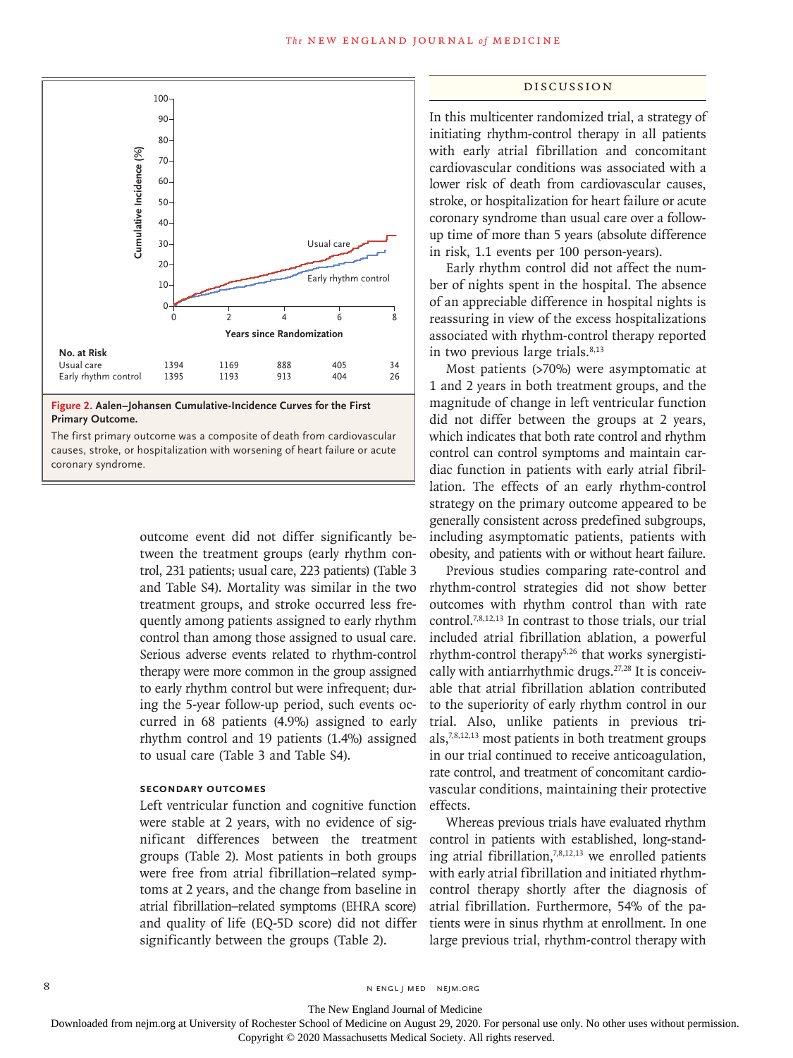**Figure 2. Aalen–Johansen Cumulative-Incidence Curves for the First Primary Outcome.**

The first primary outcome was a composite of death from cardiovascular causes, stroke, or hospitalization with worsening of heart failure or acute coronary syndrome.

| No. at Risk | 0 | 2 | 4 | 6 | 8 |
|---|---|---|---|---|---|
| Usual care | 1394 | 1169 | 888 | 405 | 34 |
| Early rhythm control | 1395 | 1193 | 913 | 404 | 26 |

outcome event did not differ significantly between the treatment groups (early rhythm control, 231 patients; usual care, 223 patients) (Table 3 and Table S4). Mortality was similar in the two treatment groups, and stroke occurred less frequently among patients assigned to early rhythm control than among those assigned to usual care. Serious adverse events related to rhythm-control therapy were more common in the group assigned to early rhythm control but were infrequent; during the 5-year follow-up period, such events occurred in 68 patients (4.9%) assigned to early rhythm control and 19 patients (1.4%) assigned to usual care (Table 3 and Table S4).

### Secondary Outcomes

Left ventricular function and cognitive function were stable at 2 years, with no evidence of significant differences between the treatment groups (Table 2). Most patients in both groups were free from atrial fibrillation–related symptoms at 2 years, and the change from baseline in atrial fibrillation–related symptoms (EHRA score) and quality of life (EQ-5D score) did not differ significantly between the groups (Table 2).

## Discussion

In this multicenter randomized trial, a strategy of initiating rhythm-control therapy in all patients with early atrial fibrillation and concomitant cardiovascular conditions was associated with a lower risk of death from cardiovascular causes, stroke, or hospitalization for heart failure or acute coronary syndrome than usual care over a follow-up time of more than 5 years (absolute difference in risk, 1.1 events per 100 person-years).

Early rhythm control did not affect the number of nights spent in the hospital. The absence of an appreciable difference in hospital nights is reassuring in view of the excess hospitalizations associated with rhythm-control therapy reported in two previous large trials.[8,13]

Most patients (>70%) were asymptomatic at 1 and 2 years in both treatment groups, and the magnitude of change in left ventricular function did not differ between the groups at 2 years, which indicates that both rate control and rhythm control can control symptoms and maintain cardiac function in patients with early atrial fibrillation. The effects of an early rhythm-control strategy on the primary outcome appeared to be generally consistent across predefined subgroups, including asymptomatic patients, patients with obesity, and patients with or without heart failure.

Previous studies comparing rate-control and rhythm-control strategies did not show better outcomes with rhythm control than with rate control.[7,8,12,13] In contrast to those trials, our trial included atrial fibrillation ablation, a powerful rhythm-control therapy[5,26] that works synergistically with antiarrhythmic drugs.[27,28] It is conceivable that atrial fibrillation ablation contributed to the superiority of early rhythm control in our trial. Also, unlike patients in previous trials,[7,8,12,13] most patients in both treatment groups in our trial continued to receive anticoagulation, rate control, and treatment of concomitant cardiovascular conditions, maintaining their protective effects.

Whereas previous trials have evaluated rhythm control in patients with established, long-standing atrial fibrillation,[7,8,12,13] we enrolled patients with early atrial fibrillation and initiated rhythm-control therapy shortly after the diagnosis of atrial fibrillation. Furthermore, 54% of the patients were in sinus rhythm at enrollment. In one large previous trial, rhythm-control therapy with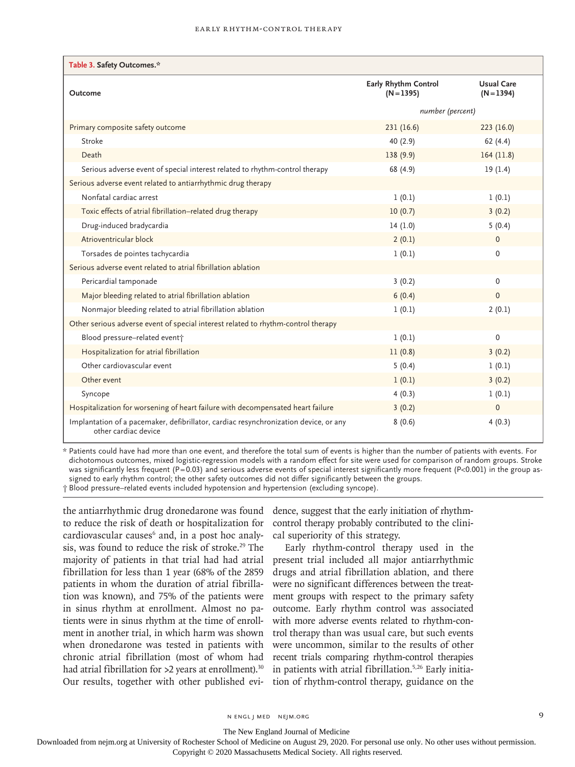**Table 3. Safety Outcomes.***

| Outcome | Early Rhythm Control (N=1395) | Usual Care (N=1394) |
|---|---|---|
| | *number (percent)* | |
| Primary composite safety outcome | 231 (16.6) | 223 (16.0) |
| Stroke | 40 (2.9) | 62 (4.4) |
| Death | 138 (9.9) | 164 (11.8) |
| Serious adverse event of special interest related to rhythm-control therapy | 68 (4.9) | 19 (1.4) |
| Serious adverse event related to antiarrhythmic drug therapy | | |
| Nonfatal cardiac arrest | 1 (0.1) | 1 (0.1) |
| Toxic effects of atrial fibrillation–related drug therapy | 10 (0.7) | 3 (0.2) |
| Drug-induced bradycardia | 14 (1.0) | 5 (0.4) |
| Atrioventricular block | 2 (0.1) | 0 |
| Torsades de pointes tachycardia | 1 (0.1) | 0 |
| Serious adverse event related to atrial fibrillation ablation | | |
| Pericardial tamponade | 3 (0.2) | 0 |
| Major bleeding related to atrial fibrillation ablation | 6 (0.4) | 0 |
| Nonmajor bleeding related to atrial fibrillation ablation | 1 (0.1) | 2 (0.1) |
| Other serious adverse event of special interest related to rhythm-control therapy | | |
| Blood pressure–related event† | 1 (0.1) | 0 |
| Hospitalization for atrial fibrillation | 11 (0.8) | 3 (0.2) |
| Other cardiovascular event | 5 (0.4) | 1 (0.1) |
| Other event | 1 (0.1) | 3 (0.2) |
| Syncope | 4 (0.3) | 1 (0.1) |
| Hospitalization for worsening of heart failure with decompensated heart failure | 3 (0.2) | 0 |
| Implantation of a pacemaker, defibrillator, cardiac resynchronization device, or any other cardiac device | 8 (0.6) | 4 (0.3) |

\* Patients could have had more than one event, and therefore the total sum of events is higher than the number of patients with events. For dichotomous outcomes, mixed logistic-regression models with a random effect for site were used for comparison of random groups. Stroke was significantly less frequent (P=0.03) and serious adverse events of special interest significantly more frequent (P<0.001) in the group assigned to early rhythm control; the other safety outcomes did not differ significantly between the groups.

† Blood pressure–related events included hypotension and hypertension (excluding syncope).

the antiarrhythmic drug dronedarone was found to reduce the risk of death or hospitalization for cardiovascular causes[6] and, in a post hoc analysis, was found to reduce the risk of stroke.[29] The majority of patients in that trial had had atrial fibrillation for less than 1 year (68% of the 2859 patients in whom the duration of atrial fibrillation was known), and 75% of the patients were in sinus rhythm at enrollment. Almost no patients were in sinus rhythm at the time of enrollment in another trial, in which harm was shown when dronedarone was tested in patients with chronic atrial fibrillation (most of whom had had atrial fibrillation for >2 years at enrollment).[30] Our results, together with other published evidence, suggest that the early initiation of rhythm-control therapy probably contributed to the clinical superiority of this strategy.

Early rhythm-control therapy used in the present trial included all major antiarrhythmic drugs and atrial fibrillation ablation, and there were no significant differences between the treatment groups with respect to the primary safety outcome. Early rhythm control was associated with more adverse events related to rhythm-control therapy than was usual care, but such events were uncommon, similar to the results of other recent trials comparing rhythm-control therapies in patients with atrial fibrillation.[5,26] Early initiation of rhythm-control therapy, guidance on the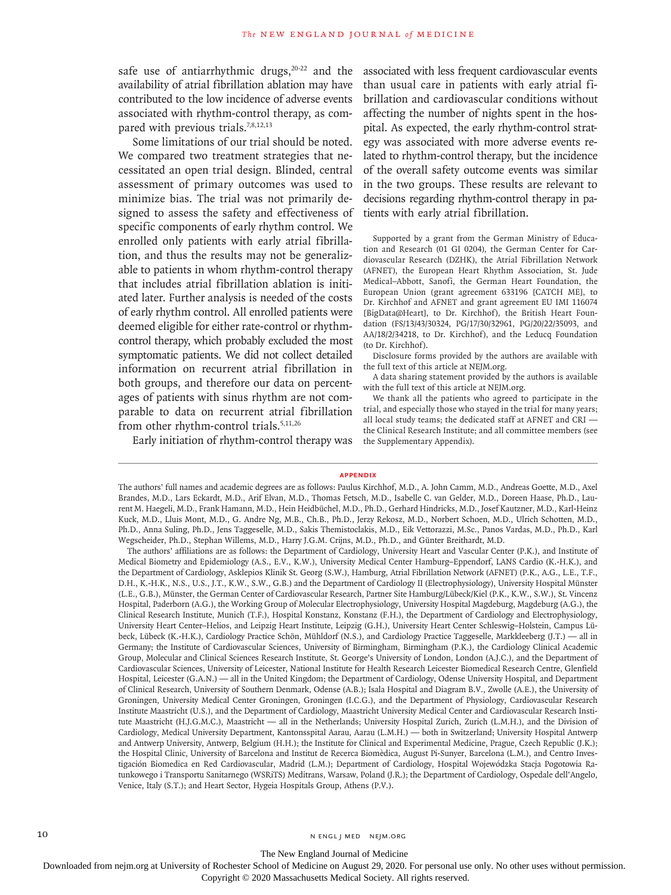safe use of antiarrhythmic drugs,[20-22] and the availability of atrial fibrillation ablation may have contributed to the low incidence of adverse events associated with rhythm-control therapy, as compared with previous trials.[7,8,12,13]

Some limitations of our trial should be noted. We compared two treatment strategies that necessitated an open trial design. Blinded, central assessment of primary outcomes was used to minimize bias. The trial was not primarily designed to assess the safety and effectiveness of specific components of early rhythm control. We enrolled only patients with early atrial fibrillation, and thus the results may not be generalizable to patients in whom rhythm-control therapy that includes atrial fibrillation ablation is initiated later. Further analysis is needed of the costs of early rhythm control. All enrolled patients were deemed eligible for either rate-control or rhythm-control therapy, which probably excluded the most symptomatic patients. We did not collect detailed information on recurrent atrial fibrillation in both groups, and therefore our data on percentages of patients with sinus rhythm are not comparable to data on recurrent atrial fibrillation from other rhythm-control trials.[5,11,26]

Early initiation of rhythm-control therapy was associated with less frequent cardiovascular events than usual care in patients with early atrial fibrillation and cardiovascular conditions without affecting the number of nights spent in the hospital. As expected, the early rhythm-control strategy was associated with more adverse events related to rhythm-control therapy, but the incidence of the overall safety outcome events was similar in the two groups. These results are relevant to decisions regarding rhythm-control therapy in patients with early atrial fibrillation.

Supported by a grant from the German Ministry of Education and Research (01 GI 0204), the German Center for Cardiovascular Research (DZHK), the Atrial Fibrillation Network (AFNET), the European Heart Rhythm Association, St. Jude Medical–Abbott, Sanofi, the German Heart Foundation, the European Union (grant agreement 633196 [CATCH ME], to Dr. Kirchhof and AFNET and grant agreement EU IMI 116074 [BigData@Heart], to Dr. Kirchhof), the British Heart Foundation (FS/13/43/30324, PG/17/30/32961, PG/20/22/35093, and AA/18/2/34218, to Dr. Kirchhof), and the Leducq Foundation (to Dr. Kirchhof).

Disclosure forms provided by the authors are available with the full text of this article at NEJM.org.

A data sharing statement provided by the authors is available with the full text of this article at NEJM.org.

We thank all the patients who agreed to participate in the trial, and especially those who stayed in the trial for many years; all local study teams; the dedicated staff at AFNET and CRI — the Clinical Research Institute; and all committee members (see the Supplementary Appendix).

## APPENDIX

The authors' full names and academic degrees are as follows: Paulus Kirchhof, M.D., A. John Camm, M.D., Andreas Goette, M.D., Axel Brandes, M.D., Lars Eckardt, M.D., Arif Elvan, M.D., Thomas Fetsch, M.D., Isabelle C. van Gelder, M.D., Doreen Haase, Ph.D., Laurent M. Haegeli, M.D., Frank Hamann, M.D., Hein Heidbüchel, M.D., Ph.D., Gerhard Hindricks, M.D., Josef Kautzner, M.D., Karl-Heinz Kuck, M.D., Lluis Mont, M.D., G. Andre Ng, M.B., Ch.B., Ph.D., Jerzy Rekosz, M.D., Norbert Schoen, M.D., Ulrich Schotten, M.D., Ph.D., Anna Suling, Ph.D., Jens Taggeselle, M.D., Sakis Themistoclakis, M.D., Eik Vettorazzi, M.Sc., Panos Vardas, M.D., Ph.D., Karl Wegscheider, Ph.D., Stephan Willems, M.D., Harry J.G.M. Crijns, M.D., Ph.D., and Günter Breithardt, M.D.

The authors' affiliations are as follows: the Department of Cardiology, University Heart and Vascular Center (P.K.), and Institute of Medical Biometry and Epidemiology (A.S., E.V., K.W.), University Medical Center Hamburg–Eppendorf, LANS Cardio (K.-H.K.), and the Department of Cardiology, Asklepios Klinik St. Georg (S.W.), Hamburg, Atrial Fibrillation Network (AFNET) (P.K., A.G., L.E., T.F., D.H., K.-H.K., N.S., U.S., J.T., K.W., S.W., G.B.) and the Department of Cardiology II (Electrophysiology), University Hospital Münster (L.E., G.B.), Münster, the German Center of Cardiovascular Research, Partner Site Hamburg/Lübeck/Kiel (P.K., K.W., S.W.), St. Vincenz Hospital, Paderborn (A.G.), the Working Group of Molecular Electrophysiology, University Hospital Magdeburg, Magdeburg (A.G.), the Clinical Research Institute, Munich (T.F.), Hospital Konstanz, Konstanz (F.H.), the Department of Cardiology and Electrophysiology, University Heart Center–Helios, and Leipzig Heart Institute, Leipzig (G.H.), University Heart Center Schleswig–Holstein, Campus Lübeck, Lübeck (K.-H.K.), Cardiology Practice Schön, Mühldorf (N.S.), and Cardiology Practice Taggeselle, Markkleeberg (J.T.) — all in Germany; the Institute of Cardiovascular Sciences, University of Birmingham, Birmingham (P.K.), the Cardiology Clinical Academic Group, Molecular and Clinical Sciences Research Institute, St. George's University of London, London (A.J.C.), and the Department of Cardiovascular Sciences, University of Leicester, National Institute for Health Research Leicester Biomedical Research Centre, Glenfield Hospital, Leicester (G.A.N.) — all in the United Kingdom; the Department of Cardiology, Odense University Hospital, and Department of Clinical Research, University of Southern Denmark, Odense (A.B.); Isala Hospital and Diagram B.V., Zwolle (A.E.), the University of Groningen, University Medical Center Groningen, Groningen (I.C.G.), and the Department of Physiology, Cardiovascular Research Institute Maastricht (U.S.), and the Department of Cardiology, Maastricht University Medical Center and Cardiovascular Research Institute Maastricht (H.J.G.M.C.), Maastricht — all in the Netherlands; University Hospital Zurich, Zurich (L.M.H.), and the Division of Cardiology, Medical University Department, Kantonsspital Aarau, Aarau (L.M.H.) — both in Switzerland; University Hospital Antwerp and Antwerp University, Antwerp, Belgium (H.H.); the Institute for Clinical and Experimental Medicine, Prague, Czech Republic (J.K.); the Hospital Clinic, University of Barcelona and Institut de Recerca Biomèdica, August Pi-Sunyer, Barcelona (L.M.), and Centro Investigación Biomedica en Red Cardiovascular, Madrid (L.M.); Department of Cardiology, Hospital Wojewódzka Stacja Pogotowia Ratunkowego i Transportu Sanitarnego (WSRiTS) Meditrans, Warsaw, Poland (J.R.); the Department of Cardiology, Ospedale dell'Angelo, Venice, Italy (S.T.); and Heart Sector, Hygeia Hospitals Group, Athens (P.V.).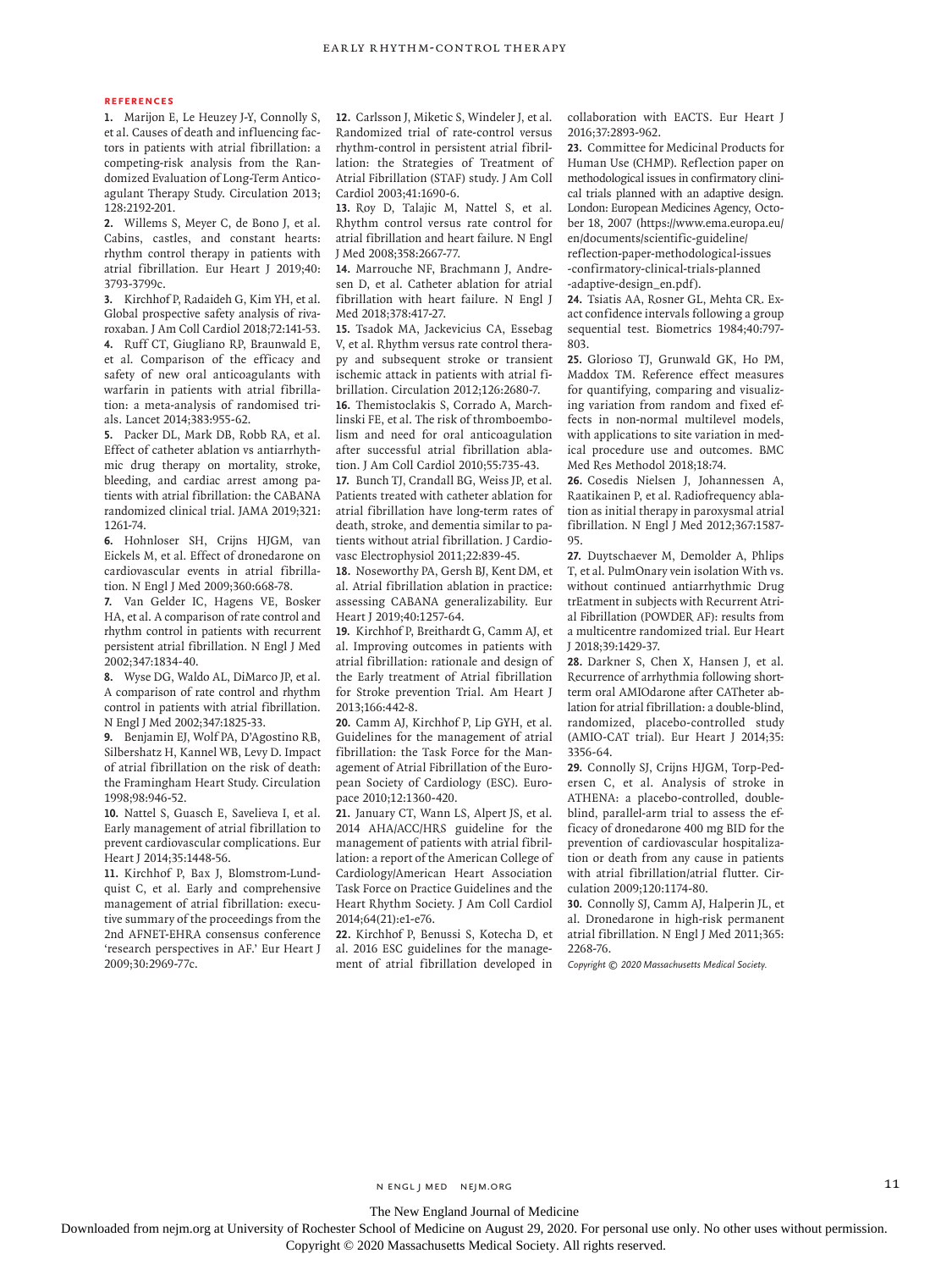## References

1. Marijon E, Le Heuzey J-Y, Connolly S, et al. Causes of death and influencing factors in patients with atrial fibrillation: a competing-risk analysis from the Randomized Evaluation of Long-Term Anticoagulant Therapy Study. Circulation 2013;128:2192-201.

2. Willems S, Meyer C, de Bono J, et al. Cabins, castles, and constant hearts: rhythm control therapy in patients with atrial fibrillation. Eur Heart J 2019;40:3793-3799c.

3. Kirchhof P, Radaideh G, Kim YH, et al. Global prospective safety analysis of rivaroxaban. J Am Coll Cardiol 2018;72:141-53.

4. Ruff CT, Giugliano RP, Braunwald E, et al. Comparison of the efficacy and safety of new oral anticoagulants with warfarin in patients with atrial fibrillation: a meta-analysis of randomised trials. Lancet 2014;383:955-62.

5. Packer DL, Mark DB, Robb RA, et al. Effect of catheter ablation vs antiarrhythmic drug therapy on mortality, stroke, bleeding, and cardiac arrest among patients with atrial fibrillation: the CABANA randomized clinical trial. JAMA 2019;321:1261-74.

6. Hohnloser SH, Crijns HJGM, van Eickels M, et al. Effect of dronedarone on cardiovascular events in atrial fibrillation. N Engl J Med 2009;360:668-78.

7. Van Gelder IC, Hagens VE, Bosker HA, et al. A comparison of rate control and rhythm control in patients with recurrent persistent atrial fibrillation. N Engl J Med 2002;347:1834-40.

8. Wyse DG, Waldo AL, DiMarco JP, et al. A comparison of rate control and rhythm control in patients with atrial fibrillation. N Engl J Med 2002;347:1825-33.

9. Benjamin EJ, Wolf PA, D'Agostino RB, Silbershatz H, Kannel WB, Levy D. Impact of atrial fibrillation on the risk of death: the Framingham Heart Study. Circulation 1998;98:946-52.

10. Nattel S, Guasch E, Savelieva I, et al. Early management of atrial fibrillation to prevent cardiovascular complications. Eur Heart J 2014;35:1448-56.

11. Kirchhof P, Bax J, Blomstrom-Lundquist C, et al. Early and comprehensive management of atrial fibrillation: executive summary of the proceedings from the 2nd AFNET-EHRA consensus conference 'research perspectives in AF.' Eur Heart J 2009;30:2969-77c.

12. Carlsson J, Miketic S, Windeler J, et al. Randomized trial of rate-control versus rhythm-control in persistent atrial fibrillation: the Strategies of Treatment of Atrial Fibrillation (STAF) study. J Am Coll Cardiol 2003;41:1690-6.

13. Roy D, Talajic M, Nattel S, et al. Rhythm control versus rate control for atrial fibrillation and heart failure. N Engl J Med 2008;358:2667-77.

14. Marrouche NF, Brachmann J, Andresen D, et al. Catheter ablation for atrial fibrillation with heart failure. N Engl J Med 2018;378:417-27.

15. Tsadok MA, Jackevicius CA, Essebag V, et al. Rhythm versus rate control therapy and subsequent stroke or transient ischemic attack in patients with atrial fibrillation. Circulation 2012;126:2680-7.

16. Themistoclakis S, Corrado A, Marchlinski FE, et al. The risk of thromboembolism and need for oral anticoagulation after successful atrial fibrillation ablation. J Am Coll Cardiol 2010;55:735-43.

17. Bunch TJ, Crandall BG, Weiss JP, et al. Patients treated with catheter ablation for atrial fibrillation have long-term rates of death, stroke, and dementia similar to patients without atrial fibrillation. J Cardiovasc Electrophysiol 2011;22:839-45.

18. Noseworthy PA, Gersh BJ, Kent DM, et al. Atrial fibrillation ablation in practice: assessing CABANA generalizability. Eur Heart J 2019;40:1257-64.

19. Kirchhof P, Breithardt G, Camm AJ, et al. Improving outcomes in patients with atrial fibrillation: rationale and design of the Early treatment of Atrial fibrillation for Stroke prevention Trial. Am Heart J 2013;166:442-8.

20. Camm AJ, Kirchhof P, Lip GYH, et al. Guidelines for the management of atrial fibrillation: the Task Force for the Management of Atrial Fibrillation of the European Society of Cardiology (ESC). Europace 2010;12:1360-420.

21. January CT, Wann LS, Alpert JS, et al. 2014 AHA/ACC/HRS guideline for the management of patients with atrial fibrillation: a report of the American College of Cardiology/American Heart Association Task Force on Practice Guidelines and the Heart Rhythm Society. J Am Coll Cardiol 2014;64(21):e1-e76.

22. Kirchhof P, Benussi S, Kotecha D, et al. 2016 ESC guidelines for the management of atrial fibrillation developed in collaboration with EACTS. Eur Heart J 2016;37:2893-962.

23. Committee for Medicinal Products for Human Use (CHMP). Reflection paper on methodological issues in confirmatory clinical trials planned with an adaptive design. London: European Medicines Agency, October 18, 2007 (https://www.ema.europa.eu/en/documents/scientific-guideline/reflection-paper-methodological-issues-confirmatory-clinical-trials-planned-adaptive-design_en.pdf).

24. Tsiatis AA, Rosner GL, Mehta CR. Exact confidence intervals following a group sequential test. Biometrics 1984;40:797-803.

25. Glorioso TJ, Grunwald GK, Ho PM, Maddox TM. Reference effect measures for quantifying, comparing and visualizing variation from random and fixed effects in non-normal multilevel models, with applications to site variation in medical procedure use and outcomes. BMC Med Res Methodol 2018;18:74.

26. Cosedis Nielsen J, Johannessen A, Raatikainen P, et al. Radiofrequency ablation as initial therapy in paroxysmal atrial fibrillation. N Engl J Med 2012;367:1587-95.

27. Duytschaever M, Demolder A, Phlips T, et al. PulmOnary vein isolation With vs. without continued antiarrhythmic Drug trEatment in subjects with Recurrent Atrial Fibrillation (POWDER AF): results from a multicentre randomized trial. Eur Heart J 2018;39:1429-37.

28. Darkner S, Chen X, Hansen J, et al. Recurrence of arrhythmia following short-term oral AMIOdarone after CATheter ablation for atrial fibrillation: a double-blind, randomized, placebo-controlled study (AMIO-CAT trial). Eur Heart J 2014;35:3356-64.

29. Connolly SJ, Crijns HJGM, Torp-Pedersen C, et al. Analysis of stroke in ATHENA: a placebo-controlled, double-blind, parallel-arm trial to assess the efficacy of dronedarone 400 mg BID for the prevention of cardiovascular hospitalization or death from any cause in patients with atrial fibrillation/atrial flutter. Circulation 2009;120:1174-80.

30. Connolly SJ, Camm AJ, Halperin JL, et al. Dronedarone in high-risk permanent atrial fibrillation. N Engl J Med 2011;365:2268-76.

*Copyright © 2020 Massachusetts Medical Society.*